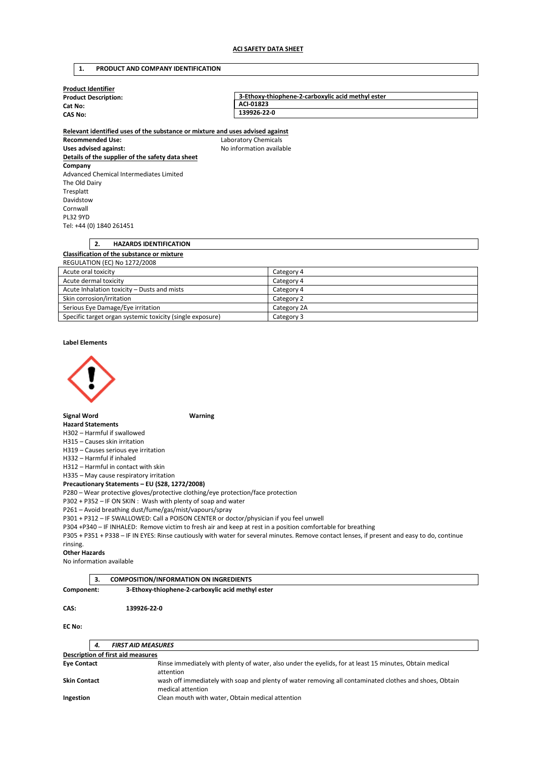# ACI SAFETY DATA SHEET

## 1. PRODUCT AND COMPANY IDENTIFICATION

**Product Identifier**

| | |
|---|---|
| **Product Description:** | 3-Ethoxy-thiophene-2-carboxylic acid methyl ester |
| **Cat No:** | ACI-01823 |
| **CAS No:** | 139926-22-0 |

**Relevant identified uses of the substance or mixture and uses advised against**

**Recommended Use:** Laboratory Chemicals

**Uses advised against:** No information available

**Details of the supplier of the safety data sheet**

**Company**

Advanced Chemical Intermediates Limited
The Old Dairy
Tresplatt
Davidstow
Cornwall
PL32 9YD
Tel: +44 (0) 1840 261451

## 2. HAZARDS IDENTIFICATION

**Classification of the substance or mixture**

REGULATION (EC) No 1272/2008

| | |
|---|---|
| Acute oral toxicity | Category 4 |
| Acute dermal toxicity | Category 4 |
| Acute Inhalation toxicity – Dusts and mists | Category 4 |
| Skin corrosion/irritation | Category 2 |
| Serious Eye Damage/Eye irritation | Category 2A |
| Specific target organ systemic toxicity (single exposure) | Category 3 |

**Label Elements**

**Signal Word** Warning

**Hazard Statements**

H302 – Harmful if swallowed
H315 – Causes skin irritation
H319 – Causes serious eye irritation
H332 – Harmful if inhaled
H312 – Harmful in contact with skin
H335 – May cause respiratory irritation

**Precautionary Statements – EU (S28, 1272/2008)**

P280 – Wear protective gloves/protective clothing/eye protection/face protection
P302 + P352 – IF ON SKIN : Wash with plenty of soap and water
P261 – Avoid breathing dust/fume/gas/mist/vapours/spray
P301 + P312 – IF SWALLOWED: Call a POISON CENTER or doctor/physician if you feel unwell
P304 +P340 – IF INHALED: Remove victim to fresh air and keep at rest in a position comfortable for breathing
P305 + P351 + P338 – IF IN EYES: Rinse cautiously with water for several minutes. Remove contact lenses, if present and easy to do, continue rinsing.

**Other Hazards**

No information available

## 3. COMPOSITION/INFORMATION ON INGREDIENTS

**Component:** **3-Ethoxy-thiophene-2-carboxylic acid methyl ester**

**CAS:** **139926-22-0**

**EC No:**

## 4. *FIRST AID MEASURES*

**Description of first aid measures**

| | |
|---|---|
| **Eye Contact** | Rinse immediately with plenty of water, also under the eyelids, for at least 15 minutes, Obtain medical attention |
| **Skin Contact** | wash off immediately with soap and plenty of water removing all contaminated clothes and shoes, Obtain medical attention |
| **Ingestion** | Clean mouth with water, Obtain medical attention |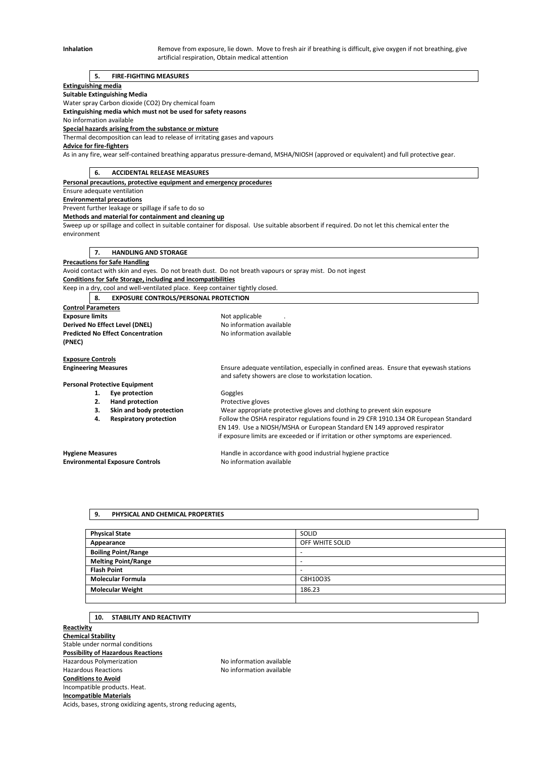**Inhalation** Remove from exposure, lie down. Move to fresh air if breathing is difficult, give oxygen if not breathing, give artificial respiration, Obtain medical attention

## 5. FIRE-FIGHTING MEASURES

**Extinguishing media**

**Suitable Extinguishing Media**

Water spray Carbon dioxide ($CO_2$) Dry chemical foam

**Extinguishing media which must not be used for safety reasons**

No information available

**Special hazards arising from the substance or mixture**

Thermal decomposition can lead to release of irritating gases and vapours

**Advice for fire-fighters**

As in any fire, wear self-contained breathing apparatus pressure-demand, MSHA/NIOSH (approved or equivalent) and full protective gear.

## 6. ACCIDENTAL RELEASE MEASURES

**Personal precautions, protective equipment and emergency procedures**

Ensure adequate ventilation

**Environmental precautions**

Prevent further leakage or spillage if safe to do so

**Methods and material for containment and cleaning up**

Sweep up or spillage and collect in suitable container for disposal. Use suitable absorbent if required. Do not let this chemical enter the environment

## 7. HANDLING AND STORAGE

**Precautions for Safe Handling**

Avoid contact with skin and eyes. Do not breath dust. Do not breath vapours or spray mist. Do not ingest

**Conditions for Safe Storage, including and incompatibilities**

Keep in a dry, cool and well-ventilated place. Keep container tightly closed.

## 8. EXPOSURE CONTROLS/PERSONAL PROTECTION

**Control Parameters**

**Exposure limits** Not applicable .

**Derived No Effect Level (DNEL)** No information available

**Predicted No Effect Concentration (PNEC)** No information available

**Exposure Controls**

**Engineering Measures** Ensure adequate ventilation, especially in confined areas. Ensure that eyewash stations and safety showers are close to workstation location.

**Personal Protective Equipment**

1. **Eye protection** Goggles
2. **Hand protection** Protective gloves
3. **Skin and body protection** Wear appropriate protective gloves and clothing to prevent skin exposure
4. **Respiratory protection** Follow the OSHA respirator regulations found in 29 CFR 1910.134 OR European Standard EN 149. Use a NIOSH/MSHA or European Standard EN 149 approved respirator if exposure limits are exceeded or if irritation or other symptoms are experienced.

**Hygiene Measures** Handle in accordance with good industrial hygiene practice

**Environmental Exposure Controls** No information available

## 9. PHYSICAL AND CHEMICAL PROPERTIES

| **Physical State** | SOLID |
|---|---|
| **Appearance** | OFF WHITE SOLID |
| **Boiling Point/Range** | - |
| **Melting Point/Range** | - |
| **Flash Point** | - |
| **Molecular Formula** | $C_8H_{10}O_3S$ |
| **Molecular Weight** | 186.23 |
| | |

## 10. STABILITY AND REACTIVITY

**Reactivity**

**Chemical Stability**

Stable under normal conditions

**Possibility of Hazardous Reactions**

Hazardous Polymerization No information available

Hazardous Reactions No information available

**Conditions to Avoid**

Incompatible products. Heat.

**Incompatible Materials**

Acids, bases, strong oxidizing agents, strong reducing agents,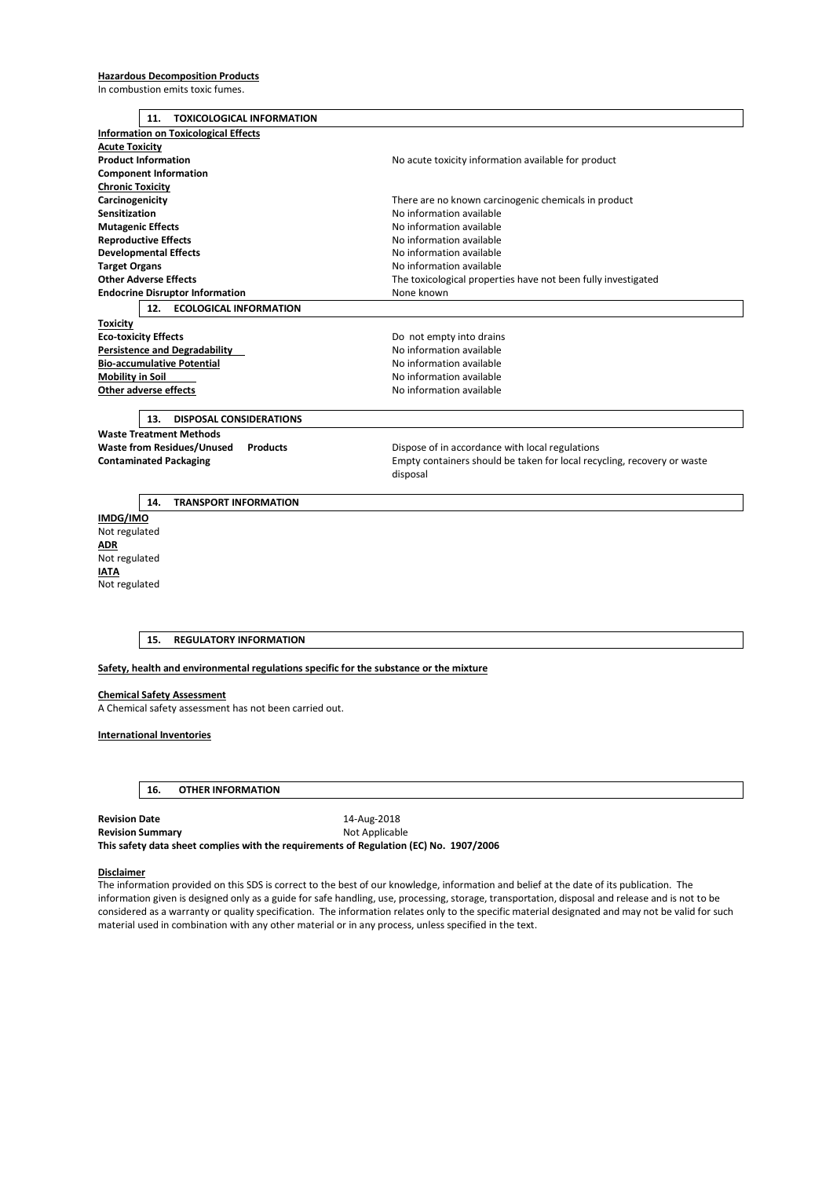**Hazardous Decomposition Products**
In combustion emits toxic fumes.

## 11. TOXICOLOGICAL INFORMATION

**Information on Toxicological Effects**

**Acute Toxicity**

| | |
|---|---|
| **Product Information** | No acute toxicity information available for product |
| **Component Information** | |

**Chronic Toxicity**

| | |
|---|---|
| **Carcinogenicity** | There are no known carcinogenic chemicals in product |
| **Sensitization** | No information available |
| **Mutagenic Effects** | No information available |
| **Reproductive Effects** | No information available |
| **Developmental Effects** | No information available |
| **Target Organs** | No information available |
| **Other Adverse Effects** | The toxicological properties have not been fully investigated |
| **Endocrine Disruptor Information** | None known |

## 12. ECOLOGICAL INFORMATION

**Toxicity**

| | |
|---|---|
| **Eco-toxicity Effects** | Do not empty into drains |
| **Persistence and Degradability** | No information available |
| **Bio-accumulative Potential** | No information available |
| **Mobility in Soil** | No information available |
| **Other adverse effects** | No information available |

## 13. DISPOSAL CONSIDERATIONS

**Waste Treatment Methods**

| | |
|---|---|
| **Waste from Residues/Unused Products** | Dispose of in accordance with local regulations |
| **Contaminated Packaging** | Empty containers should be taken for local recycling, recovery or waste disposal |

## 14. TRANSPORT INFORMATION

**IMDG/IMO**
Not regulated

**ADR**
Not regulated

**IATA**
Not regulated

## 15. REGULATORY INFORMATION

**Safety, health and environmental regulations specific for the substance or the mixture**

**Chemical Safety Assessment**
A Chemical safety assessment has not been carried out.

**International Inventories**

## 16. OTHER INFORMATION

| | |
|---|---|
| **Revision Date** | 14-Aug-2018 |
| **Revision Summary** | Not Applicable |

**This safety data sheet complies with the requirements of Regulation (EC) No. 1907/2006**

**Disclaimer**
The information provided on this SDS is correct to the best of our knowledge, information and belief at the date of its publication. The information given is designed only as a guide for safe handling, use, processing, storage, transportation, disposal and release and is not to be considered as a warranty or quality specification. The information relates only to the specific material designated and may not be valid for such material used in combination with any other material or in any process, unless specified in the text.